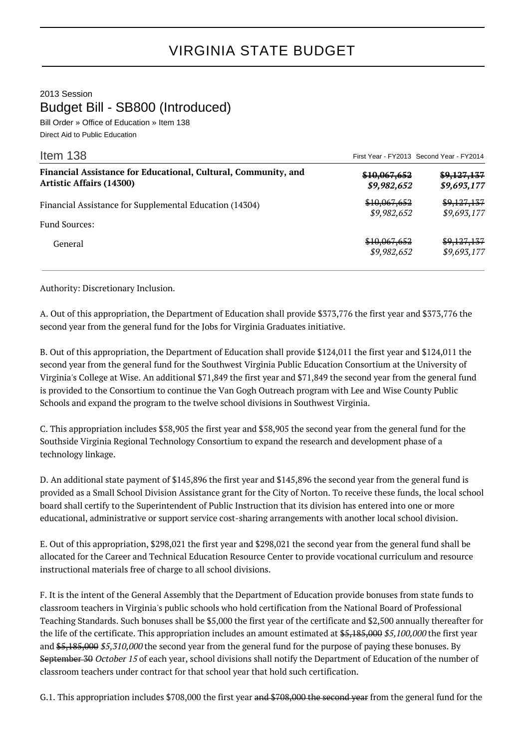# VIRGINIA STATE BUDGET

2013 Session

## Budget Bill - SB800 (Introduced)

Bill Order » Office of Education » Item 138

Direct Aid to Public Education

| Item 138 | First Year - FY2013 | Second Year - FY2014 |
|---|---|---|
| **Financial Assistance for Educational, Cultural, Community, and Artistic Affairs (14300)** | ~~**$10,067,652**~~ ***$9,982,652*** | ~~**$9,127,137**~~ ***$9,693,177*** |
| Financial Assistance for Supplemental Education (14304) | ~~$10,067,652~~ *$9,982,652* | ~~$9,127,137~~ *$9,693,177* |
| Fund Sources: | | |
| General | ~~$10,067,652~~ *$9,982,652* | ~~$9,127,137~~ *$9,693,177* |

Authority: Discretionary Inclusion.

A. Out of this appropriation, the Department of Education shall provide $373,776 the first year and $373,776 the second year from the general fund for the Jobs for Virginia Graduates initiative.

B. Out of this appropriation, the Department of Education shall provide $124,011 the first year and $124,011 the second year from the general fund for the Southwest Virginia Public Education Consortium at the University of Virginia's College at Wise. An additional $71,849 the first year and $71,849 the second year from the general fund is provided to the Consortium to continue the Van Gogh Outreach program with Lee and Wise County Public Schools and expand the program to the twelve school divisions in Southwest Virginia.

C. This appropriation includes $58,905 the first year and $58,905 the second year from the general fund for the Southside Virginia Regional Technology Consortium to expand the research and development phase of a technology linkage.

D. An additional state payment of $145,896 the first year and $145,896 the second year from the general fund is provided as a Small School Division Assistance grant for the City of Norton. To receive these funds, the local school board shall certify to the Superintendent of Public Instruction that its division has entered into one or more educational, administrative or support service cost-sharing arrangements with another local school division.

E. Out of this appropriation, $298,021 the first year and $298,021 the second year from the general fund shall be allocated for the Career and Technical Education Resource Center to provide vocational curriculum and resource instructional materials free of charge to all school divisions.

F. It is the intent of the General Assembly that the Department of Education provide bonuses from state funds to classroom teachers in Virginia's public schools who hold certification from the National Board of Professional Teaching Standards. Such bonuses shall be $5,000 the first year of the certificate and $2,500 annually thereafter for the life of the certificate. This appropriation includes an amount estimated at ~~$5,185,000~~ *$5,100,000* the first year and ~~$5,185,000~~ *$5,310,000* the second year from the general fund for the purpose of paying these bonuses. By ~~September 30~~ *October 15* of each year, school divisions shall notify the Department of Education of the number of classroom teachers under contract for that school year that hold such certification.

G.1. This appropriation includes $708,000 the first year ~~and $708,000 the second year~~ from the general fund for the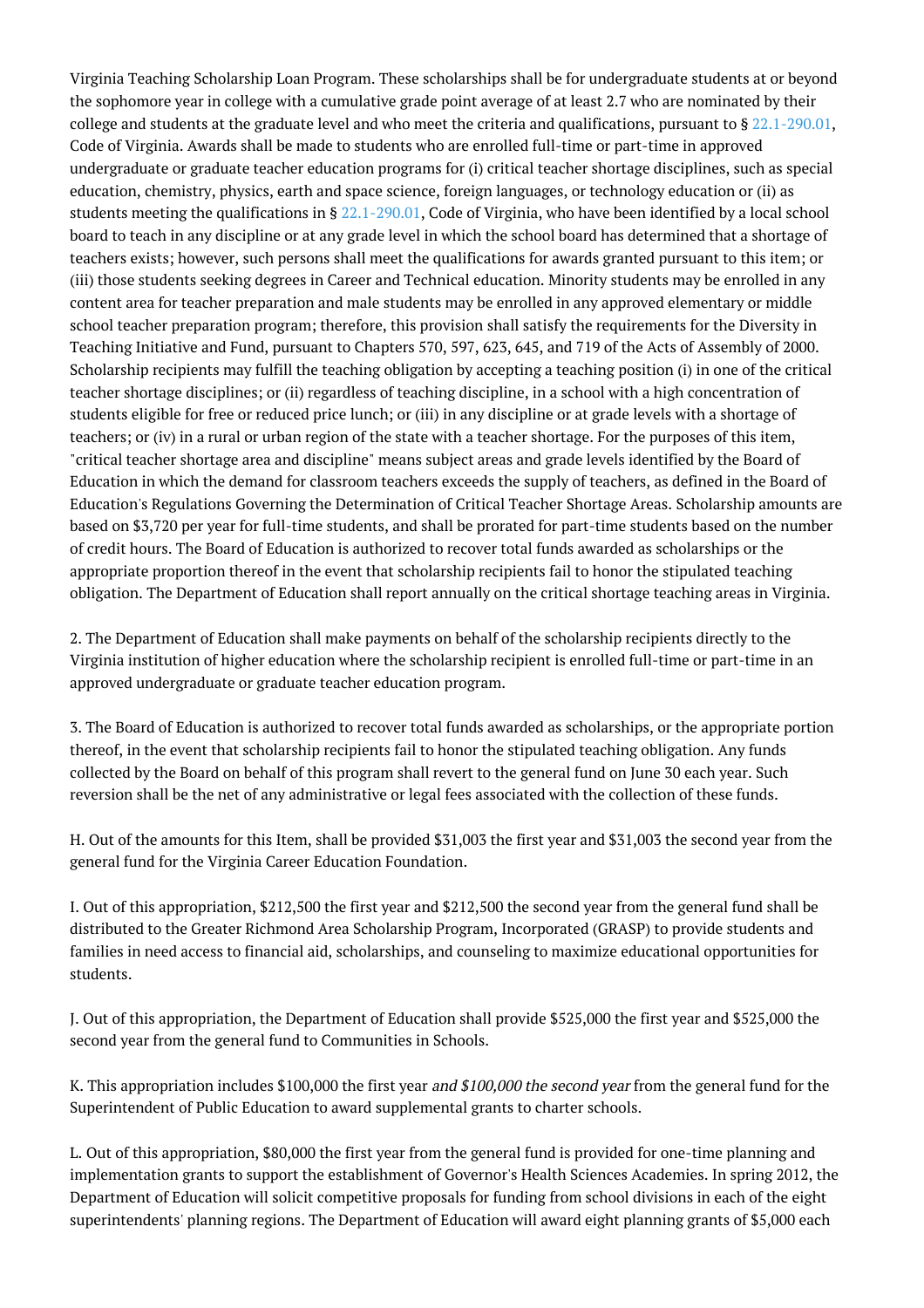Virginia Teaching Scholarship Loan Program. These scholarships shall be for undergraduate students at or beyond the sophomore year in college with a cumulative grade point average of at least 2.7 who are nominated by their college and students at the graduate level and who meet the criteria and qualifications, pursuant to § 22.1-290.01, Code of Virginia. Awards shall be made to students who are enrolled full-time or part-time in approved undergraduate or graduate teacher education programs for (i) critical teacher shortage disciplines, such as special education, chemistry, physics, earth and space science, foreign languages, or technology education or (ii) as students meeting the qualifications in § 22.1-290.01, Code of Virginia, who have been identified by a local school board to teach in any discipline or at any grade level in which the school board has determined that a shortage of teachers exists; however, such persons shall meet the qualifications for awards granted pursuant to this item; or (iii) those students seeking degrees in Career and Technical education. Minority students may be enrolled in any content area for teacher preparation and male students may be enrolled in any approved elementary or middle school teacher preparation program; therefore, this provision shall satisfy the requirements for the Diversity in Teaching Initiative and Fund, pursuant to Chapters 570, 597, 623, 645, and 719 of the Acts of Assembly of 2000. Scholarship recipients may fulfill the teaching obligation by accepting a teaching position (i) in one of the critical teacher shortage disciplines; or (ii) regardless of teaching discipline, in a school with a high concentration of students eligible for free or reduced price lunch; or (iii) in any discipline or at grade levels with a shortage of teachers; or (iv) in a rural or urban region of the state with a teacher shortage. For the purposes of this item, "critical teacher shortage area and discipline" means subject areas and grade levels identified by the Board of Education in which the demand for classroom teachers exceeds the supply of teachers, as defined in the Board of Education's Regulations Governing the Determination of Critical Teacher Shortage Areas. Scholarship amounts are based on $3,720 per year for full-time students, and shall be prorated for part-time students based on the number of credit hours. The Board of Education is authorized to recover total funds awarded as scholarships or the appropriate proportion thereof in the event that scholarship recipients fail to honor the stipulated teaching obligation. The Department of Education shall report annually on the critical shortage teaching areas in Virginia.

2. The Department of Education shall make payments on behalf of the scholarship recipients directly to the Virginia institution of higher education where the scholarship recipient is enrolled full-time or part-time in an approved undergraduate or graduate teacher education program.

3. The Board of Education is authorized to recover total funds awarded as scholarships, or the appropriate portion thereof, in the event that scholarship recipients fail to honor the stipulated teaching obligation. Any funds collected by the Board on behalf of this program shall revert to the general fund on June 30 each year. Such reversion shall be the net of any administrative or legal fees associated with the collection of these funds.

H. Out of the amounts for this Item, shall be provided $31,003 the first year and $31,003 the second year from the general fund for the Virginia Career Education Foundation.

I. Out of this appropriation, $212,500 the first year and $212,500 the second year from the general fund shall be distributed to the Greater Richmond Area Scholarship Program, Incorporated (GRASP) to provide students and families in need access to financial aid, scholarships, and counseling to maximize educational opportunities for students.

J. Out of this appropriation, the Department of Education shall provide $525,000 the first year and $525,000 the second year from the general fund to Communities in Schools.

K. This appropriation includes $100,000 the first year *and $100,000 the second year* from the general fund for the Superintendent of Public Education to award supplemental grants to charter schools.

L. Out of this appropriation, $80,000 the first year from the general fund is provided for one-time planning and implementation grants to support the establishment of Governor's Health Sciences Academies. In spring 2012, the Department of Education will solicit competitive proposals for funding from school divisions in each of the eight superintendents' planning regions. The Department of Education will award eight planning grants of $5,000 each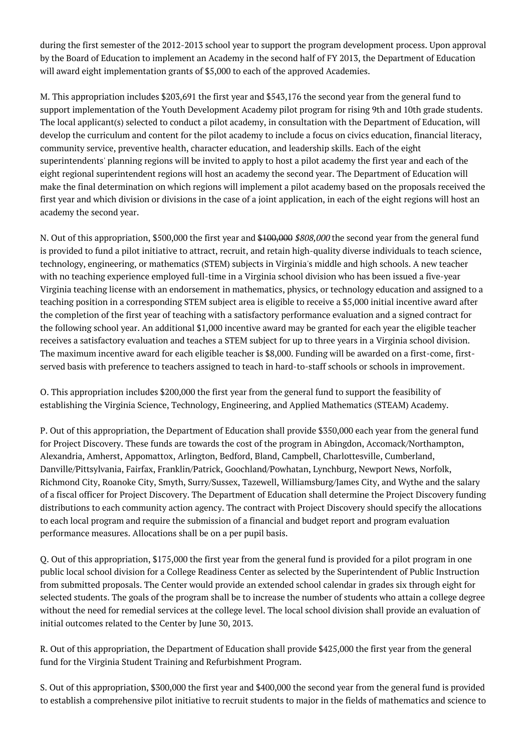during the first semester of the 2012-2013 school year to support the program development process. Upon approval by the Board of Education to implement an Academy in the second half of FY 2013, the Department of Education will award eight implementation grants of $5,000 to each of the approved Academies.

M. This appropriation includes $203,691 the first year and $543,176 the second year from the general fund to support implementation of the Youth Development Academy pilot program for rising 9th and 10th grade students. The local applicant(s) selected to conduct a pilot academy, in consultation with the Department of Education, will develop the curriculum and content for the pilot academy to include a focus on civics education, financial literacy, community service, preventive health, character education, and leadership skills. Each of the eight superintendents' planning regions will be invited to apply to host a pilot academy the first year and each of the eight regional superintendent regions will host an academy the second year. The Department of Education will make the final determination on which regions will implement a pilot academy based on the proposals received the first year and which division or divisions in the case of a joint application, in each of the eight regions will host an academy the second year.

N. Out of this appropriation, $500,000 the first year and ~~$100,000~~ *$808,000* the second year from the general fund is provided to fund a pilot initiative to attract, recruit, and retain high-quality diverse individuals to teach science, technology, engineering, or mathematics (STEM) subjects in Virginia's middle and high schools. A new teacher with no teaching experience employed full-time in a Virginia school division who has been issued a five-year Virginia teaching license with an endorsement in mathematics, physics, or technology education and assigned to a teaching position in a corresponding STEM subject area is eligible to receive a $5,000 initial incentive award after the completion of the first year of teaching with a satisfactory performance evaluation and a signed contract for the following school year. An additional $1,000 incentive award may be granted for each year the eligible teacher receives a satisfactory evaluation and teaches a STEM subject for up to three years in a Virginia school division. The maximum incentive award for each eligible teacher is $8,000. Funding will be awarded on a first-come, first-served basis with preference to teachers assigned to teach in hard-to-staff schools or schools in improvement.

O. This appropriation includes $200,000 the first year from the general fund to support the feasibility of establishing the Virginia Science, Technology, Engineering, and Applied Mathematics (STEAM) Academy.

P. Out of this appropriation, the Department of Education shall provide $350,000 each year from the general fund for Project Discovery. These funds are towards the cost of the program in Abingdon, Accomack/Northampton, Alexandria, Amherst, Appomattox, Arlington, Bedford, Bland, Campbell, Charlottesville, Cumberland, Danville/Pittsylvania, Fairfax, Franklin/Patrick, Goochland/Powhatan, Lynchburg, Newport News, Norfolk, Richmond City, Roanoke City, Smyth, Surry/Sussex, Tazewell, Williamsburg/James City, and Wythe and the salary of a fiscal officer for Project Discovery. The Department of Education shall determine the Project Discovery funding distributions to each community action agency. The contract with Project Discovery should specify the allocations to each local program and require the submission of a financial and budget report and program evaluation performance measures. Allocations shall be on a per pupil basis.

Q. Out of this appropriation, $175,000 the first year from the general fund is provided for a pilot program in one public local school division for a College Readiness Center as selected by the Superintendent of Public Instruction from submitted proposals. The Center would provide an extended school calendar in grades six through eight for selected students. The goals of the program shall be to increase the number of students who attain a college degree without the need for remedial services at the college level. The local school division shall provide an evaluation of initial outcomes related to the Center by June 30, 2013.

R. Out of this appropriation, the Department of Education shall provide $425,000 the first year from the general fund for the Virginia Student Training and Refurbishment Program.

S. Out of this appropriation, $300,000 the first year and $400,000 the second year from the general fund is provided to establish a comprehensive pilot initiative to recruit students to major in the fields of mathematics and science to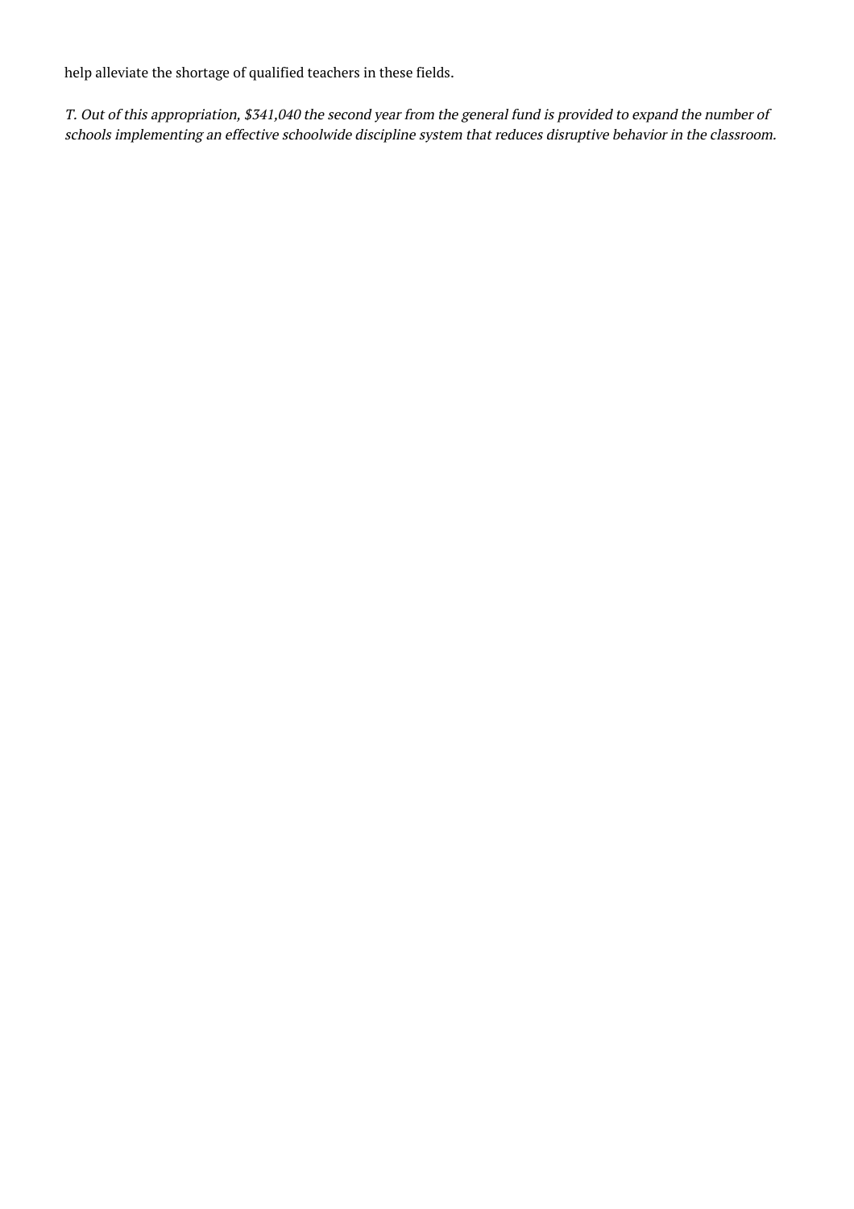help alleviate the shortage of qualified teachers in these fields.

*T. Out of this appropriation, $341,040 the second year from the general fund is provided to expand the number of schools implementing an effective schoolwide discipline system that reduces disruptive behavior in the classroom.*